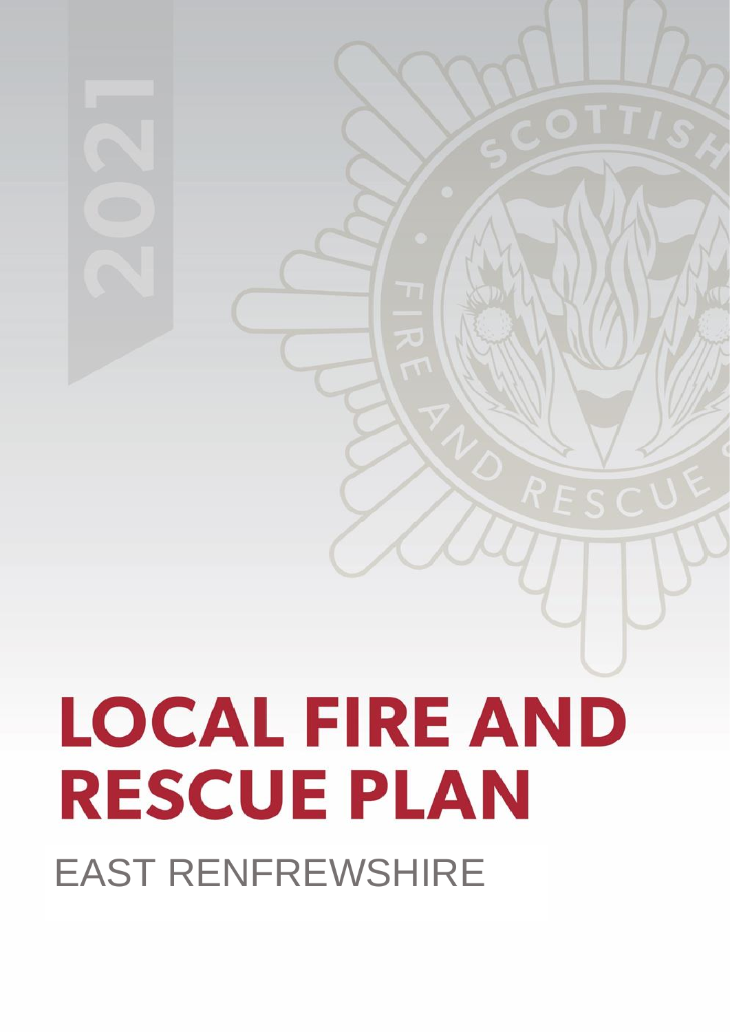2021

# LOCAL FIRE AND RESCUE PLAN

EAST RENFREWSHIRE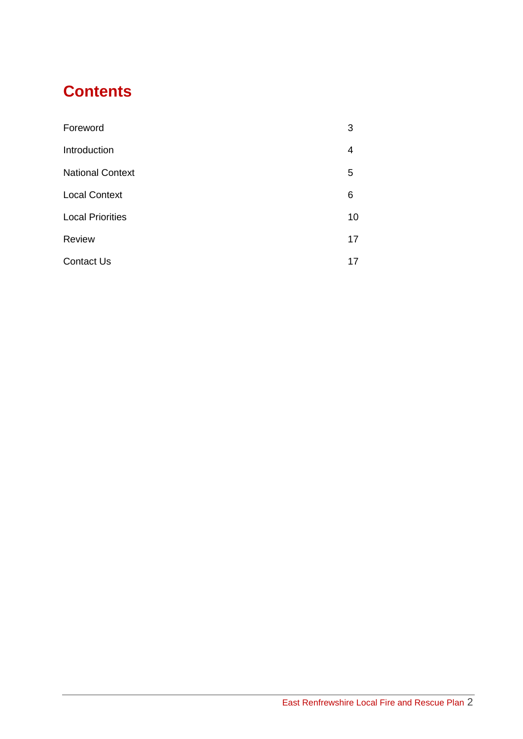# Contents

| | |
|---|---|
| Foreword | 3 |
| Introduction | 4 |
| National Context | 5 |
| Local Context | 6 |
| Local Priorities | 10 |
| Review | 17 |
| Contact Us | 17 |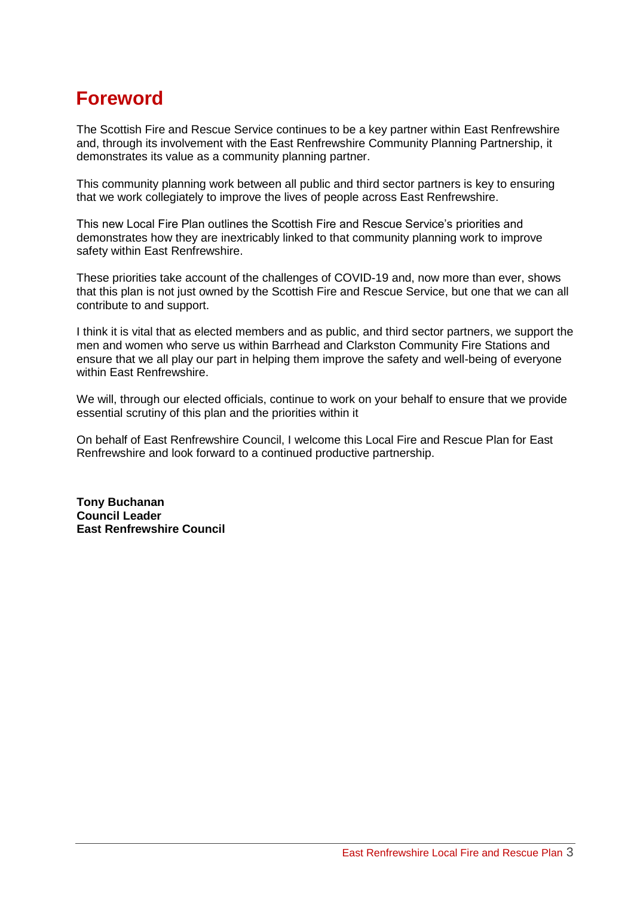# Foreword

The Scottish Fire and Rescue Service continues to be a key partner within East Renfrewshire and, through its involvement with the East Renfrewshire Community Planning Partnership, it demonstrates its value as a community planning partner.

This community planning work between all public and third sector partners is key to ensuring that we work collegiately to improve the lives of people across East Renfrewshire.

This new Local Fire Plan outlines the Scottish Fire and Rescue Service's priorities and demonstrates how they are inextricably linked to that community planning work to improve safety within East Renfrewshire.

These priorities take account of the challenges of COVID-19 and, now more than ever, shows that this plan is not just owned by the Scottish Fire and Rescue Service, but one that we can all contribute to and support.

I think it is vital that as elected members and as public, and third sector partners, we support the men and women who serve us within Barrhead and Clarkston Community Fire Stations and ensure that we all play our part in helping them improve the safety and well-being of everyone within East Renfrewshire.

We will, through our elected officials, continue to work on your behalf to ensure that we provide essential scrutiny of this plan and the priorities within it

On behalf of East Renfrewshire Council, I welcome this Local Fire and Rescue Plan for East Renfrewshire and look forward to a continued productive partnership.

**Tony Buchanan**
**Council Leader**
**East Renfrewshire Council**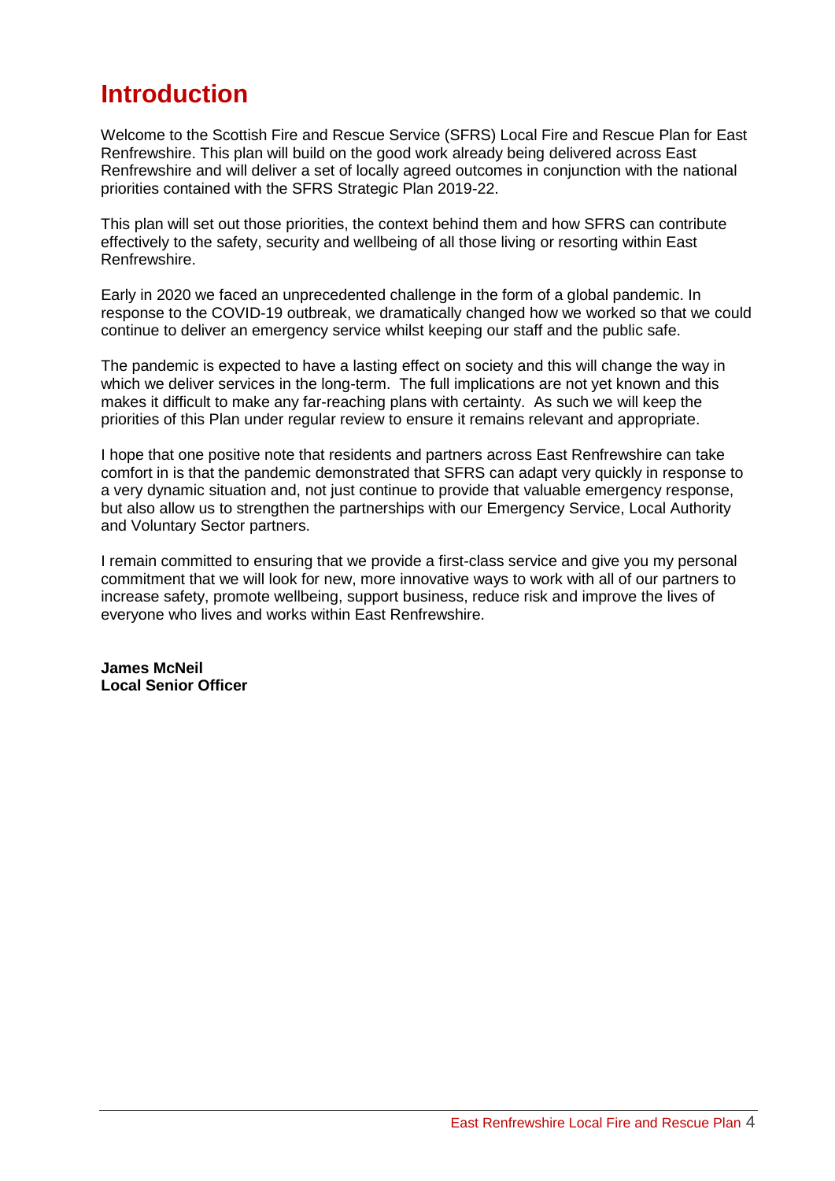# Introduction

Welcome to the Scottish Fire and Rescue Service (SFRS) Local Fire and Rescue Plan for East Renfrewshire. This plan will build on the good work already being delivered across East Renfrewshire and will deliver a set of locally agreed outcomes in conjunction with the national priorities contained with the SFRS Strategic Plan 2019-22.

This plan will set out those priorities, the context behind them and how SFRS can contribute effectively to the safety, security and wellbeing of all those living or resorting within East Renfrewshire.

Early in 2020 we faced an unprecedented challenge in the form of a global pandemic. In response to the COVID-19 outbreak, we dramatically changed how we worked so that we could continue to deliver an emergency service whilst keeping our staff and the public safe.

The pandemic is expected to have a lasting effect on society and this will change the way in which we deliver services in the long-term. The full implications are not yet known and this makes it difficult to make any far-reaching plans with certainty. As such we will keep the priorities of this Plan under regular review to ensure it remains relevant and appropriate.

I hope that one positive note that residents and partners across East Renfrewshire can take comfort in is that the pandemic demonstrated that SFRS can adapt very quickly in response to a very dynamic situation and, not just continue to provide that valuable emergency response, but also allow us to strengthen the partnerships with our Emergency Service, Local Authority and Voluntary Sector partners.

I remain committed to ensuring that we provide a first-class service and give you my personal commitment that we will look for new, more innovative ways to work with all of our partners to increase safety, promote wellbeing, support business, reduce risk and improve the lives of everyone who lives and works within East Renfrewshire.

**James McNeil**
**Local Senior Officer**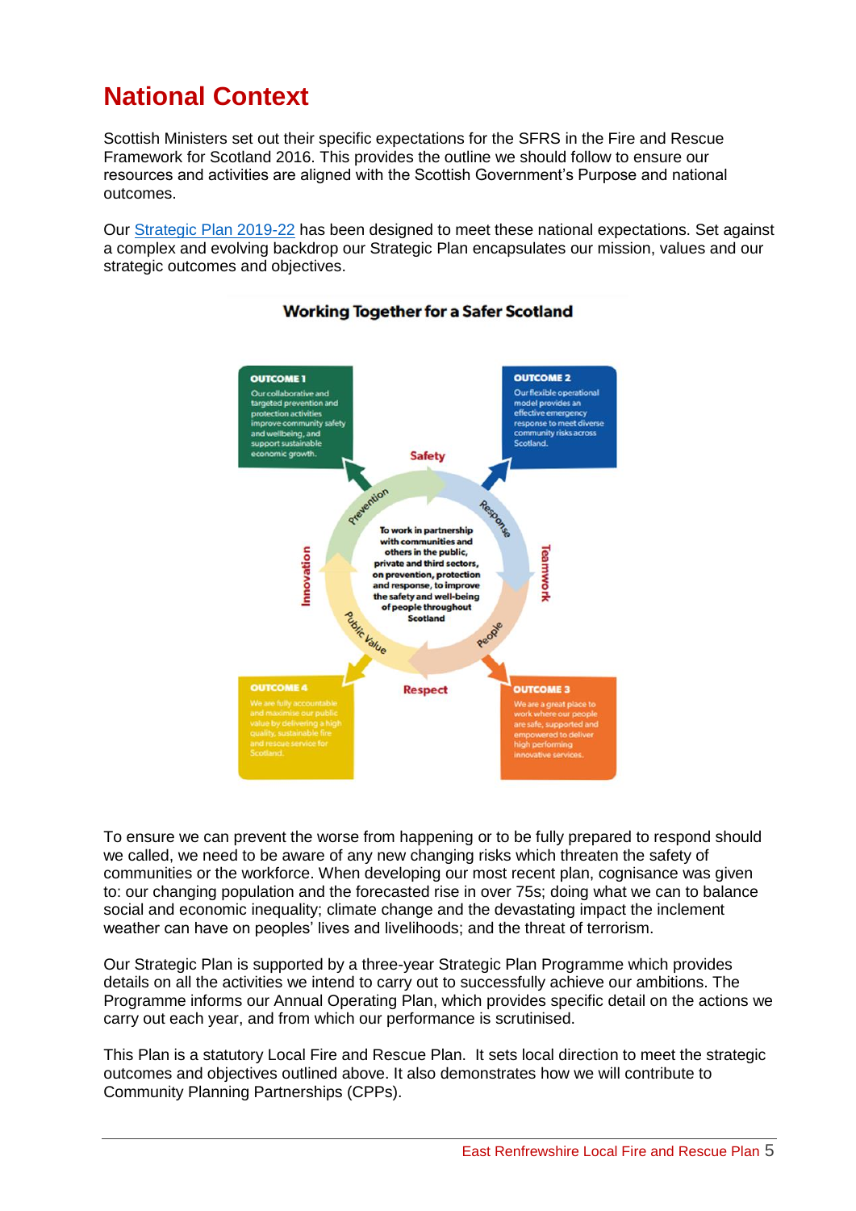# National Context

Scottish Ministers set out their specific expectations for the SFRS in the Fire and Rescue Framework for Scotland 2016. This provides the outline we should follow to ensure our resources and activities are aligned with the Scottish Government's Purpose and national outcomes.

Our [Strategic Plan 2019-22](#) has been designed to meet these national expectations. Set against a complex and evolving backdrop our Strategic Plan encapsulates our mission, values and our strategic outcomes and objectives.

**Working Together for a Safer Scotland**

**OUTCOME 1**
Our collaborative and targeted prevention and protection activities improve community safety and wellbeing, and support sustainable economic growth.

**OUTCOME 2**
Our flexible operational model provides an effective emergency response to meet diverse community risks across Scotland.

**OUTCOME 3**
We are a great place to work where our people are safe, supported and empowered to deliver high performing innovative services.

**OUTCOME 4**
We are fully accountable and maximise our public value by delivering a high quality, sustainable fire and rescue service for Scotland.

Safety – Teamwork – Respect – Innovation

Prevention – Response – People – Public Value

To work in partnership with communities and others in the public, private and third sectors, on prevention, protection and response, to improve the safety and well-being of people throughout Scotland

To ensure we can prevent the worse from happening or to be fully prepared to respond should we called, we need to be aware of any new changing risks which threaten the safety of communities or the workforce. When developing our most recent plan, cognisance was given to: our changing population and the forecasted rise in over 75s; doing what we can to balance social and economic inequality; climate change and the devastating impact the inclement weather can have on peoples' lives and livelihoods; and the threat of terrorism.

Our Strategic Plan is supported by a three-year Strategic Plan Programme which provides details on all the activities we intend to carry out to successfully achieve our ambitions. The Programme informs our Annual Operating Plan, which provides specific detail on the actions we carry out each year, and from which our performance is scrutinised.

This Plan is a statutory Local Fire and Rescue Plan. It sets local direction to meet the strategic outcomes and objectives outlined above. It also demonstrates how we will contribute to Community Planning Partnerships (CPPs).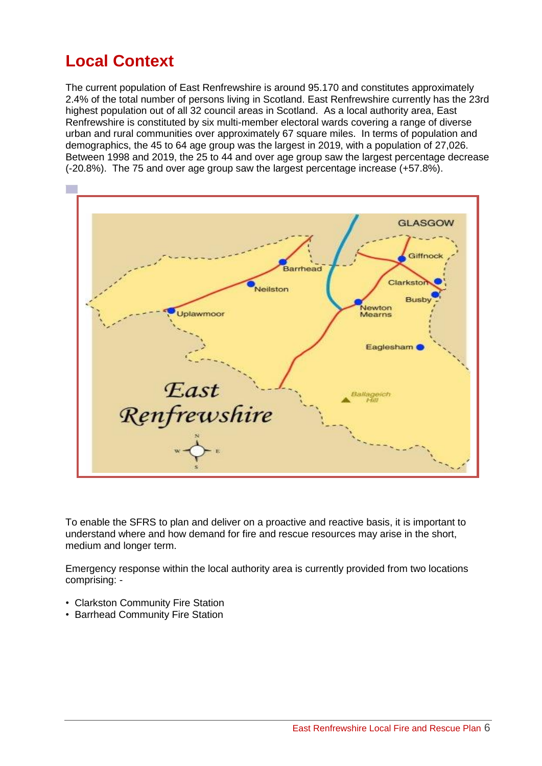# Local Context

The current population of East Renfrewshire is around 95.170 and constitutes approximately 2.4% of the total number of persons living in Scotland. East Renfrewshire currently has the 23rd highest population out of all 32 council areas in Scotland. As a local authority area, East Renfrewshire is constituted by six multi-member electoral wards covering a range of diverse urban and rural communities over approximately 67 square miles. In terms of population and demographics, the 45 to 64 age group was the largest in 2019, with a population of 27,026. Between 1998 and 2019, the 25 to 44 and over age group saw the largest percentage decrease (-20.8%). The 75 and over age group saw the largest percentage increase (+57.8%).

To enable the SFRS to plan and deliver on a proactive and reactive basis, it is important to understand where and how demand for fire and rescue resources may arise in the short, medium and longer term.

Emergency response within the local authority area is currently provided from two locations comprising: -

- Clarkston Community Fire Station
- Barrhead Community Fire Station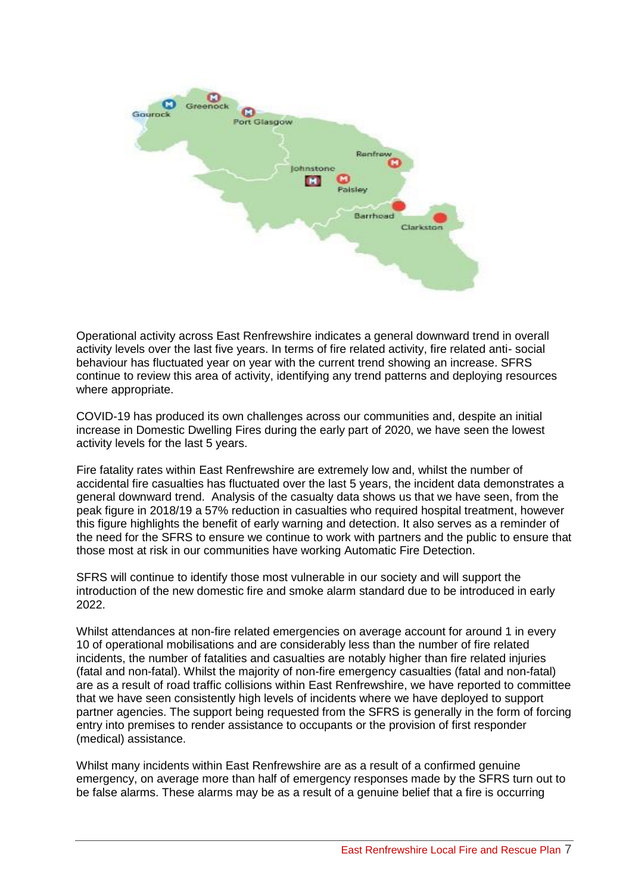Operational activity across East Renfrewshire indicates a general downward trend in overall activity levels over the last five years. In terms of fire related activity, fire related anti- social behaviour has fluctuated year on year with the current trend showing an increase. SFRS continue to review this area of activity, identifying any trend patterns and deploying resources where appropriate.

COVID-19 has produced its own challenges across our communities and, despite an initial increase in Domestic Dwelling Fires during the early part of 2020, we have seen the lowest activity levels for the last 5 years.

Fire fatality rates within East Renfrewshire are extremely low and, whilst the number of accidental fire casualties has fluctuated over the last 5 years, the incident data demonstrates a general downward trend. Analysis of the casualty data shows us that we have seen, from the peak figure in 2018/19 a 57% reduction in casualties who required hospital treatment, however this figure highlights the benefit of early warning and detection. It also serves as a reminder of the need for the SFRS to ensure we continue to work with partners and the public to ensure that those most at risk in our communities have working Automatic Fire Detection.

SFRS will continue to identify those most vulnerable in our society and will support the introduction of the new domestic fire and smoke alarm standard due to be introduced in early 2022.

Whilst attendances at non-fire related emergencies on average account for around 1 in every 10 of operational mobilisations and are considerably less than the number of fire related incidents, the number of fatalities and casualties are notably higher than fire related injuries (fatal and non-fatal). Whilst the majority of non-fire emergency casualties (fatal and non-fatal) are as a result of road traffic collisions within East Renfrewshire, we have reported to committee that we have seen consistently high levels of incidents where we have deployed to support partner agencies. The support being requested from the SFRS is generally in the form of forcing entry into premises to render assistance to occupants or the provision of first responder (medical) assistance.

Whilst many incidents within East Renfrewshire are as a result of a confirmed genuine emergency, on average more than half of emergency responses made by the SFRS turn out to be false alarms. These alarms may be as a result of a genuine belief that a fire is occurring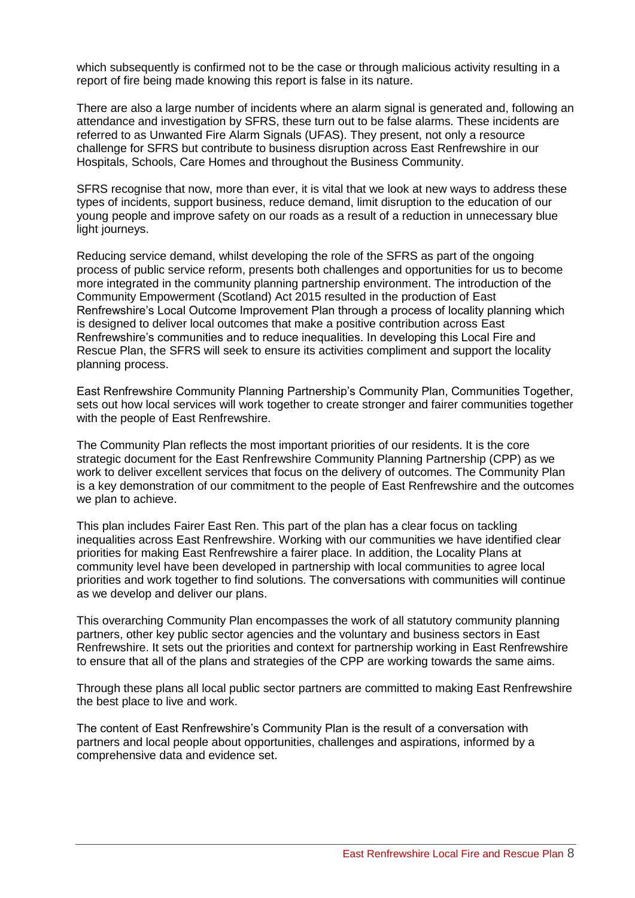which subsequently is confirmed not to be the case or through malicious activity resulting in a report of fire being made knowing this report is false in its nature.

There are also a large number of incidents where an alarm signal is generated and, following an attendance and investigation by SFRS, these turn out to be false alarms. These incidents are referred to as Unwanted Fire Alarm Signals (UFAS). They present, not only a resource challenge for SFRS but contribute to business disruption across East Renfrewshire in our Hospitals, Schools, Care Homes and throughout the Business Community.

SFRS recognise that now, more than ever, it is vital that we look at new ways to address these types of incidents, support business, reduce demand, limit disruption to the education of our young people and improve safety on our roads as a result of a reduction in unnecessary blue light journeys.

Reducing service demand, whilst developing the role of the SFRS as part of the ongoing process of public service reform, presents both challenges and opportunities for us to become more integrated in the community planning partnership environment. The introduction of the Community Empowerment (Scotland) Act 2015 resulted in the production of East Renfrewshire's Local Outcome Improvement Plan through a process of locality planning which is designed to deliver local outcomes that make a positive contribution across East Renfrewshire's communities and to reduce inequalities. In developing this Local Fire and Rescue Plan, the SFRS will seek to ensure its activities compliment and support the locality planning process.

East Renfrewshire Community Planning Partnership's Community Plan, Communities Together, sets out how local services will work together to create stronger and fairer communities together with the people of East Renfrewshire.

The Community Plan reflects the most important priorities of our residents. It is the core strategic document for the East Renfrewshire Community Planning Partnership (CPP) as we work to deliver excellent services that focus on the delivery of outcomes. The Community Plan is a key demonstration of our commitment to the people of East Renfrewshire and the outcomes we plan to achieve.

This plan includes Fairer East Ren. This part of the plan has a clear focus on tackling inequalities across East Renfrewshire. Working with our communities we have identified clear priorities for making East Renfrewshire a fairer place. In addition, the Locality Plans at community level have been developed in partnership with local communities to agree local priorities and work together to find solutions. The conversations with communities will continue as we develop and deliver our plans.

This overarching Community Plan encompasses the work of all statutory community planning partners, other key public sector agencies and the voluntary and business sectors in East Renfrewshire. It sets out the priorities and context for partnership working in East Renfrewshire to ensure that all of the plans and strategies of the CPP are working towards the same aims.

Through these plans all local public sector partners are committed to making East Renfrewshire the best place to live and work.

The content of East Renfrewshire's Community Plan is the result of a conversation with partners and local people about opportunities, challenges and aspirations, informed by a comprehensive data and evidence set.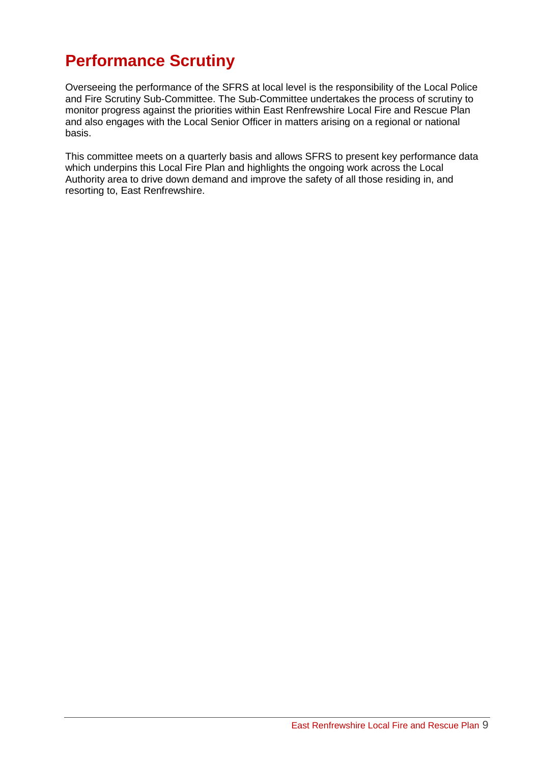# Performance Scrutiny

Overseeing the performance of the SFRS at local level is the responsibility of the Local Police and Fire Scrutiny Sub-Committee. The Sub-Committee undertakes the process of scrutiny to monitor progress against the priorities within East Renfrewshire Local Fire and Rescue Plan and also engages with the Local Senior Officer in matters arising on a regional or national basis.

This committee meets on a quarterly basis and allows SFRS to present key performance data which underpins this Local Fire Plan and highlights the ongoing work across the Local Authority area to drive down demand and improve the safety of all those residing in, and resorting to, East Renfrewshire.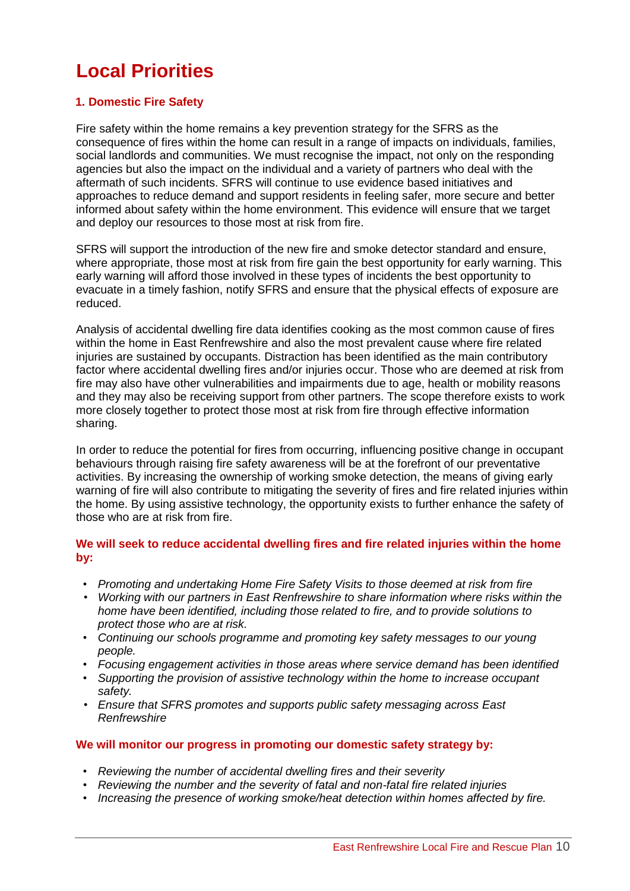# Local Priorities

### 1. Domestic Fire Safety

Fire safety within the home remains a key prevention strategy for the SFRS as the consequence of fires within the home can result in a range of impacts on individuals, families, social landlords and communities. We must recognise the impact, not only on the responding agencies but also the impact on the individual and a variety of partners who deal with the aftermath of such incidents. SFRS will continue to use evidence based initiatives and approaches to reduce demand and support residents in feeling safer, more secure and better informed about safety within the home environment. This evidence will ensure that we target and deploy our resources to those most at risk from fire.

SFRS will support the introduction of the new fire and smoke detector standard and ensure, where appropriate, those most at risk from fire gain the best opportunity for early warning. This early warning will afford those involved in these types of incidents the best opportunity to evacuate in a timely fashion, notify SFRS and ensure that the physical effects of exposure are reduced.

Analysis of accidental dwelling fire data identifies cooking as the most common cause of fires within the home in East Renfrewshire and also the most prevalent cause where fire related injuries are sustained by occupants. Distraction has been identified as the main contributory factor where accidental dwelling fires and/or injuries occur. Those who are deemed at risk from fire may also have other vulnerabilities and impairments due to age, health or mobility reasons and they may also be receiving support from other partners. The scope therefore exists to work more closely together to protect those most at risk from fire through effective information sharing.

In order to reduce the potential for fires from occurring, influencing positive change in occupant behaviours through raising fire safety awareness will be at the forefront of our preventative activities. By increasing the ownership of working smoke detection, the means of giving early warning of fire will also contribute to mitigating the severity of fires and fire related injuries within the home. By using assistive technology, the opportunity exists to further enhance the safety of those who are at risk from fire.

**We will seek to reduce accidental dwelling fires and fire related injuries within the home by:**

- *Promoting and undertaking Home Fire Safety Visits to those deemed at risk from fire*
- *Working with our partners in East Renfrewshire to share information where risks within the home have been identified, including those related to fire, and to provide solutions to protect those who are at risk.*
- *Continuing our schools programme and promoting key safety messages to our young people.*
- *Focusing engagement activities in those areas where service demand has been identified*
- *Supporting the provision of assistive technology within the home to increase occupant safety.*
- *Ensure that SFRS promotes and supports public safety messaging across East Renfrewshire*

**We will monitor our progress in promoting our domestic safety strategy by:**

- *Reviewing the number of accidental dwelling fires and their severity*
- *Reviewing the number and the severity of fatal and non-fatal fire related injuries*
- *Increasing the presence of working smoke/heat detection within homes affected by fire.*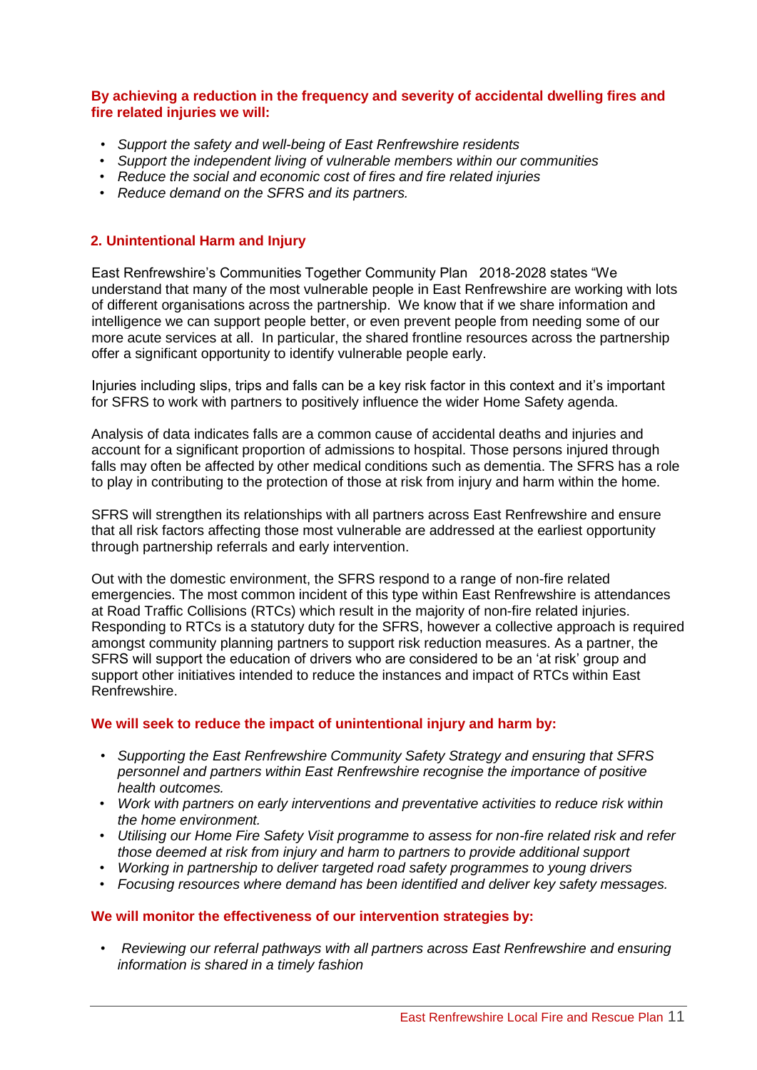**By achieving a reduction in the frequency and severity of accidental dwelling fires and fire related injuries we will:**

- *Support the safety and well-being of East Renfrewshire residents*
- *Support the independent living of vulnerable members within our communities*
- *Reduce the social and economic cost of fires and fire related injuries*
- *Reduce demand on the SFRS and its partners.*

## 2. Unintentional Harm and Injury

East Renfrewshire's Communities Together Community Plan 2018-2028 states "We understand that many of the most vulnerable people in East Renfrewshire are working with lots of different organisations across the partnership. We know that if we share information and intelligence we can support people better, or even prevent people from needing some of our more acute services at all. In particular, the shared frontline resources across the partnership offer a significant opportunity to identify vulnerable people early.

Injuries including slips, trips and falls can be a key risk factor in this context and it's important for SFRS to work with partners to positively influence the wider Home Safety agenda.

Analysis of data indicates falls are a common cause of accidental deaths and injuries and account for a significant proportion of admissions to hospital. Those persons injured through falls may often be affected by other medical conditions such as dementia. The SFRS has a role to play in contributing to the protection of those at risk from injury and harm within the home.

SFRS will strengthen its relationships with all partners across East Renfrewshire and ensure that all risk factors affecting those most vulnerable are addressed at the earliest opportunity through partnership referrals and early intervention.

Out with the domestic environment, the SFRS respond to a range of non-fire related emergencies. The most common incident of this type within East Renfrewshire is attendances at Road Traffic Collisions (RTCs) which result in the majority of non-fire related injuries. Responding to RTCs is a statutory duty for the SFRS, however a collective approach is required amongst community planning partners to support risk reduction measures. As a partner, the SFRS will support the education of drivers who are considered to be an 'at risk' group and support other initiatives intended to reduce the instances and impact of RTCs within East Renfrewshire.

**We will seek to reduce the impact of unintentional injury and harm by:**

- *Supporting the East Renfrewshire Community Safety Strategy and ensuring that SFRS personnel and partners within East Renfrewshire recognise the importance of positive health outcomes.*
- *Work with partners on early interventions and preventative activities to reduce risk within the home environment.*
- *Utilising our Home Fire Safety Visit programme to assess for non-fire related risk and refer those deemed at risk from injury and harm to partners to provide additional support*
- *Working in partnership to deliver targeted road safety programmes to young drivers*
- *Focusing resources where demand has been identified and deliver key safety messages.*

**We will monitor the effectiveness of our intervention strategies by:**

- *Reviewing our referral pathways with all partners across East Renfrewshire and ensuring information is shared in a timely fashion*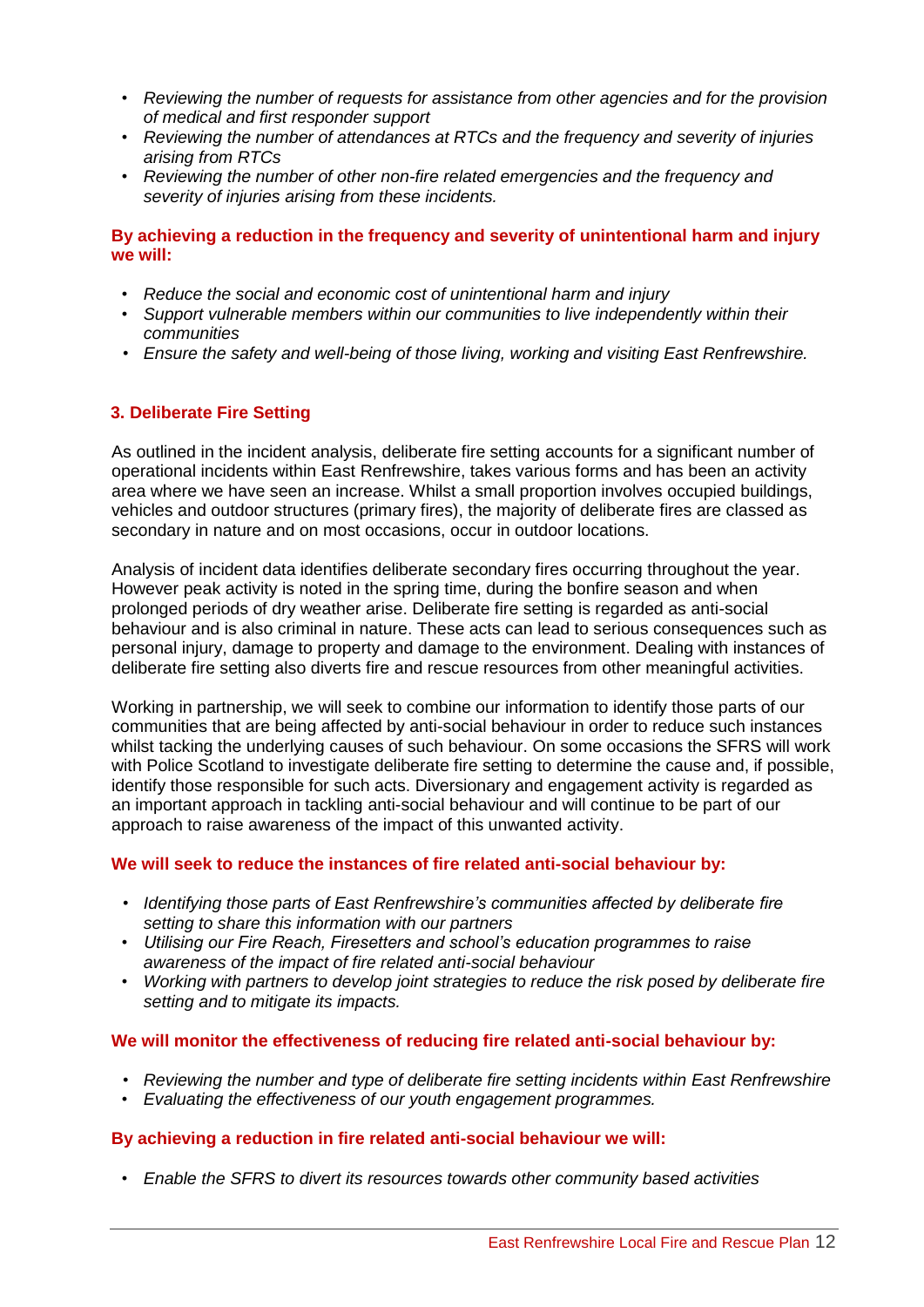- *Reviewing the number of requests for assistance from other agencies and for the provision of medical and first responder support*
- *Reviewing the number of attendances at RTCs and the frequency and severity of injuries arising from RTCs*
- *Reviewing the number of other non-fire related emergencies and the frequency and severity of injuries arising from these incidents.*

**By achieving a reduction in the frequency and severity of unintentional harm and injury we will:**

- *Reduce the social and economic cost of unintentional harm and injury*
- *Support vulnerable members within our communities to live independently within their communities*
- *Ensure the safety and well-being of those living, working and visiting East Renfrewshire.*

### 3. Deliberate Fire Setting

As outlined in the incident analysis, deliberate fire setting accounts for a significant number of operational incidents within East Renfrewshire, takes various forms and has been an activity area where we have seen an increase. Whilst a small proportion involves occupied buildings, vehicles and outdoor structures (primary fires), the majority of deliberate fires are classed as secondary in nature and on most occasions, occur in outdoor locations.

Analysis of incident data identifies deliberate secondary fires occurring throughout the year. However peak activity is noted in the spring time, during the bonfire season and when prolonged periods of dry weather arise. Deliberate fire setting is regarded as anti-social behaviour and is also criminal in nature. These acts can lead to serious consequences such as personal injury, damage to property and damage to the environment. Dealing with instances of deliberate fire setting also diverts fire and rescue resources from other meaningful activities.

Working in partnership, we will seek to combine our information to identify those parts of our communities that are being affected by anti-social behaviour in order to reduce such instances whilst tacking the underlying causes of such behaviour. On some occasions the SFRS will work with Police Scotland to investigate deliberate fire setting to determine the cause and, if possible, identify those responsible for such acts. Diversionary and engagement activity is regarded as an important approach in tackling anti-social behaviour and will continue to be part of our approach to raise awareness of the impact of this unwanted activity.

**We will seek to reduce the instances of fire related anti-social behaviour by:**

- *Identifying those parts of East Renfrewshire's communities affected by deliberate fire setting to share this information with our partners*
- *Utilising our Fire Reach, Firesetters and school's education programmes to raise awareness of the impact of fire related anti-social behaviour*
- *Working with partners to develop joint strategies to reduce the risk posed by deliberate fire setting and to mitigate its impacts.*

**We will monitor the effectiveness of reducing fire related anti-social behaviour by:**

- *Reviewing the number and type of deliberate fire setting incidents within East Renfrewshire*
- *Evaluating the effectiveness of our youth engagement programmes.*

**By achieving a reduction in fire related anti-social behaviour we will:**

- *Enable the SFRS to divert its resources towards other community based activities*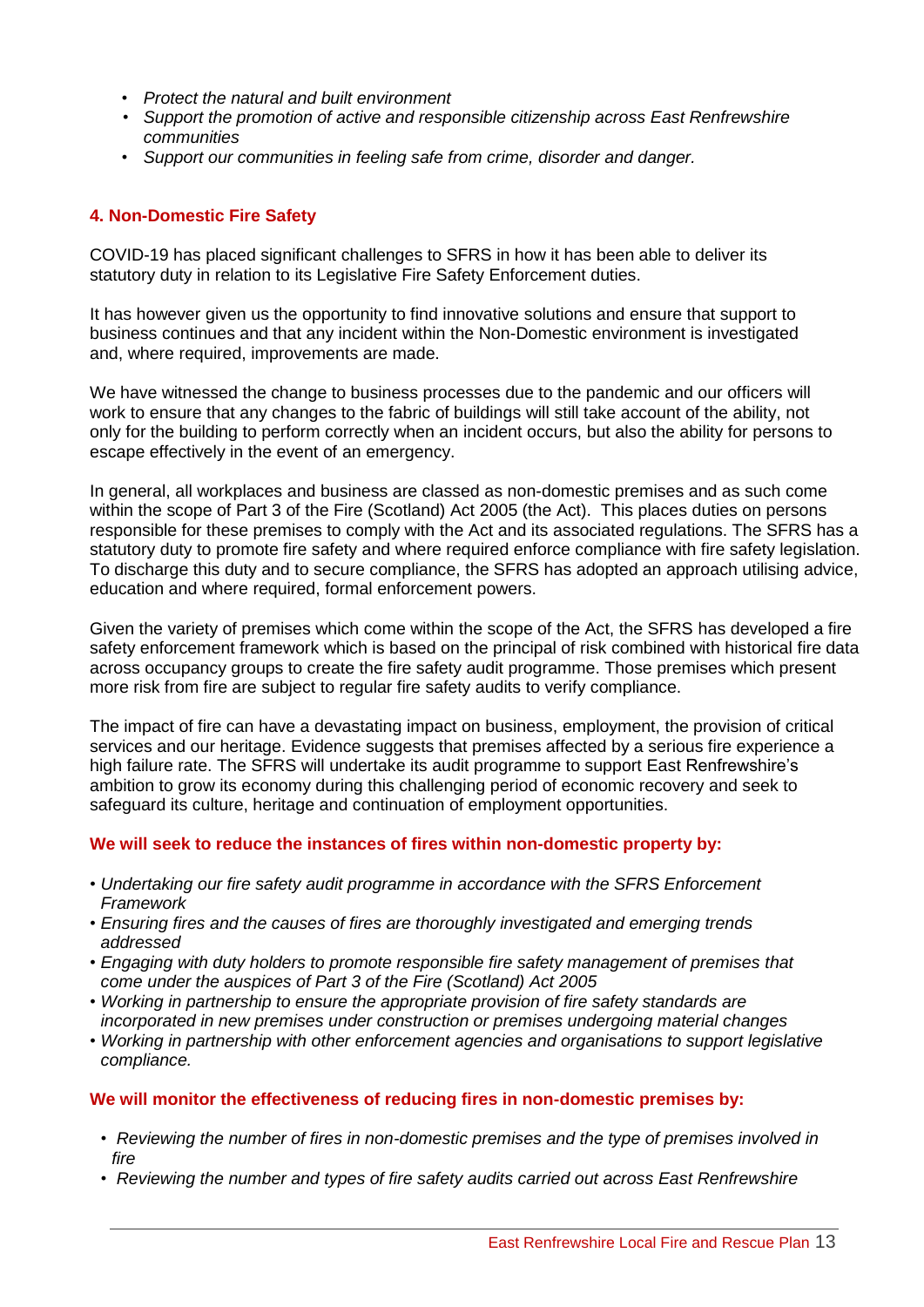- *Protect the natural and built environment*
- *Support the promotion of active and responsible citizenship across East Renfrewshire communities*
- *Support our communities in feeling safe from crime, disorder and danger.*

## 4. Non-Domestic Fire Safety

COVID-19 has placed significant challenges to SFRS in how it has been able to deliver its statutory duty in relation to its Legislative Fire Safety Enforcement duties.

It has however given us the opportunity to find innovative solutions and ensure that support to business continues and that any incident within the Non-Domestic environment is investigated and, where required, improvements are made.

We have witnessed the change to business processes due to the pandemic and our officers will work to ensure that any changes to the fabric of buildings will still take account of the ability, not only for the building to perform correctly when an incident occurs, but also the ability for persons to escape effectively in the event of an emergency.

In general, all workplaces and business are classed as non-domestic premises and as such come within the scope of Part 3 of the Fire (Scotland) Act 2005 (the Act). This places duties on persons responsible for these premises to comply with the Act and its associated regulations. The SFRS has a statutory duty to promote fire safety and where required enforce compliance with fire safety legislation. To discharge this duty and to secure compliance, the SFRS has adopted an approach utilising advice, education and where required, formal enforcement powers.

Given the variety of premises which come within the scope of the Act, the SFRS has developed a fire safety enforcement framework which is based on the principal of risk combined with historical fire data across occupancy groups to create the fire safety audit programme. Those premises which present more risk from fire are subject to regular fire safety audits to verify compliance.

The impact of fire can have a devastating impact on business, employment, the provision of critical services and our heritage. Evidence suggests that premises affected by a serious fire experience a high failure rate. The SFRS will undertake its audit programme to support East Renfrewshire's ambition to grow its economy during this challenging period of economic recovery and seek to safeguard its culture, heritage and continuation of employment opportunities.

**We will seek to reduce the instances of fires within non-domestic property by:**

- *Undertaking our fire safety audit programme in accordance with the SFRS Enforcement Framework*
- *Ensuring fires and the causes of fires are thoroughly investigated and emerging trends addressed*
- *Engaging with duty holders to promote responsible fire safety management of premises that come under the auspices of Part 3 of the Fire (Scotland) Act 2005*
- *Working in partnership to ensure the appropriate provision of fire safety standards are incorporated in new premises under construction or premises undergoing material changes*
- *Working in partnership with other enforcement agencies and organisations to support legislative compliance.*

**We will monitor the effectiveness of reducing fires in non-domestic premises by:**

- *Reviewing the number of fires in non-domestic premises and the type of premises involved in fire*
- *Reviewing the number and types of fire safety audits carried out across East Renfrewshire*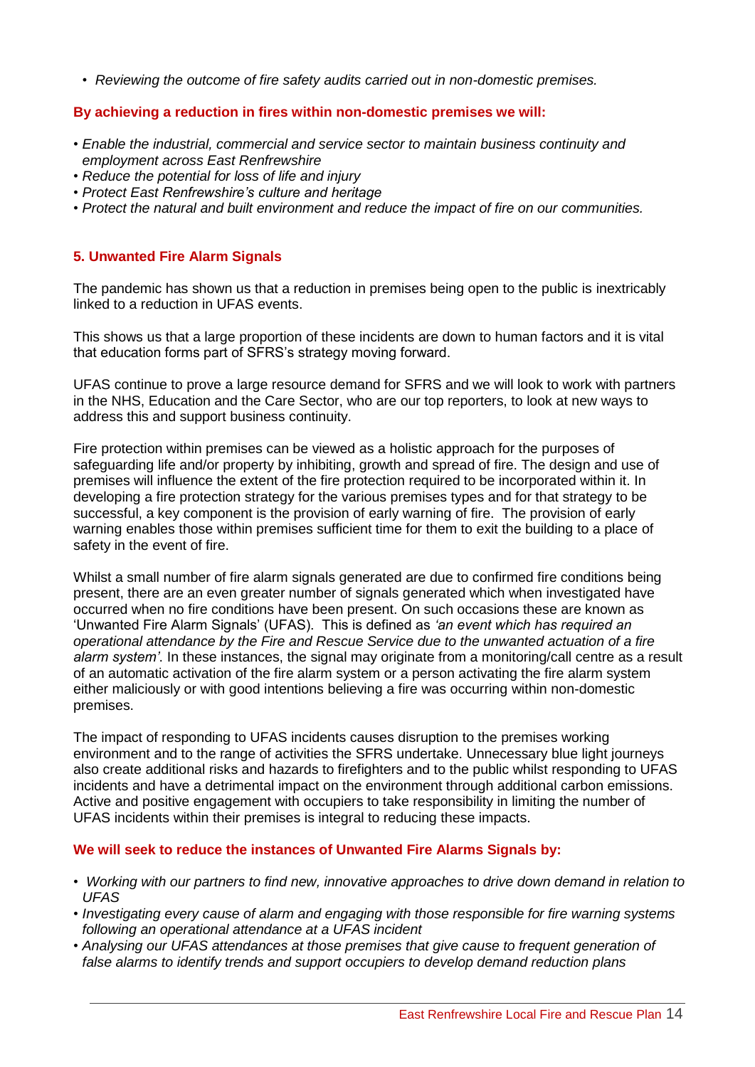- *Reviewing the outcome of fire safety audits carried out in non-domestic premises.*

**By achieving a reduction in fires within non-domestic premises we will:**

- *Enable the industrial, commercial and service sector to maintain business continuity and employment across East Renfrewshire*
- *Reduce the potential for loss of life and injury*
- *Protect East Renfrewshire's culture and heritage*
- *Protect the natural and built environment and reduce the impact of fire on our communities.*

## 5. Unwanted Fire Alarm Signals

The pandemic has shown us that a reduction in premises being open to the public is inextricably linked to a reduction in UFAS events.

This shows us that a large proportion of these incidents are down to human factors and it is vital that education forms part of SFRS's strategy moving forward.

UFAS continue to prove a large resource demand for SFRS and we will look to work with partners in the NHS, Education and the Care Sector, who are our top reporters, to look at new ways to address this and support business continuity.

Fire protection within premises can be viewed as a holistic approach for the purposes of safeguarding life and/or property by inhibiting, growth and spread of fire. The design and use of premises will influence the extent of the fire protection required to be incorporated within it. In developing a fire protection strategy for the various premises types and for that strategy to be successful, a key component is the provision of early warning of fire. The provision of early warning enables those within premises sufficient time for them to exit the building to a place of safety in the event of fire.

Whilst a small number of fire alarm signals generated are due to confirmed fire conditions being present, there are an even greater number of signals generated which when investigated have occurred when no fire conditions have been present. On such occasions these are known as 'Unwanted Fire Alarm Signals' (UFAS). This is defined as *'an event which has required an operational attendance by the Fire and Rescue Service due to the unwanted actuation of a fire alarm system'*. In these instances, the signal may originate from a monitoring/call centre as a result of an automatic activation of the fire alarm system or a person activating the fire alarm system either maliciously or with good intentions believing a fire was occurring within non-domestic premises.

The impact of responding to UFAS incidents causes disruption to the premises working environment and to the range of activities the SFRS undertake. Unnecessary blue light journeys also create additional risks and hazards to firefighters and to the public whilst responding to UFAS incidents and have a detrimental impact on the environment through additional carbon emissions. Active and positive engagement with occupiers to take responsibility in limiting the number of UFAS incidents within their premises is integral to reducing these impacts.

**We will seek to reduce the instances of Unwanted Fire Alarms Signals by:**

- *Working with our partners to find new, innovative approaches to drive down demand in relation to UFAS*
- *Investigating every cause of alarm and engaging with those responsible for fire warning systems following an operational attendance at a UFAS incident*
- *Analysing our UFAS attendances at those premises that give cause to frequent generation of false alarms to identify trends and support occupiers to develop demand reduction plans*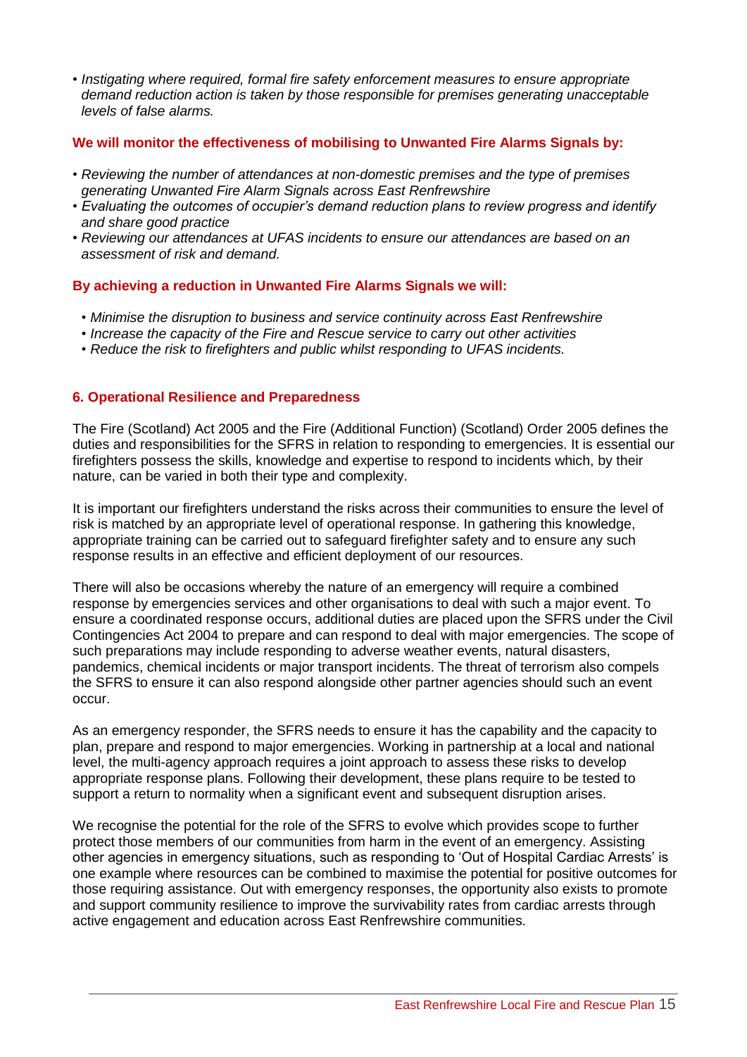- *Instigating where required, formal fire safety enforcement measures to ensure appropriate demand reduction action is taken by those responsible for premises generating unacceptable levels of false alarms.*

**We will monitor the effectiveness of mobilising to Unwanted Fire Alarms Signals by:**

- *Reviewing the number of attendances at non-domestic premises and the type of premises generating Unwanted Fire Alarm Signals across East Renfrewshire*
- *Evaluating the outcomes of occupier's demand reduction plans to review progress and identify and share good practice*
- *Reviewing our attendances at UFAS incidents to ensure our attendances are based on an assessment of risk and demand.*

**By achieving a reduction in Unwanted Fire Alarms Signals we will:**

- *Minimise the disruption to business and service continuity across East Renfrewshire*
- *Increase the capacity of the Fire and Rescue service to carry out other activities*
- *Reduce the risk to firefighters and public whilst responding to UFAS incidents.*

## 6. Operational Resilience and Preparedness

The Fire (Scotland) Act 2005 and the Fire (Additional Function) (Scotland) Order 2005 defines the duties and responsibilities for the SFRS in relation to responding to emergencies. It is essential our firefighters possess the skills, knowledge and expertise to respond to incidents which, by their nature, can be varied in both their type and complexity.

It is important our firefighters understand the risks across their communities to ensure the level of risk is matched by an appropriate level of operational response. In gathering this knowledge, appropriate training can be carried out to safeguard firefighter safety and to ensure any such response results in an effective and efficient deployment of our resources.

There will also be occasions whereby the nature of an emergency will require a combined response by emergencies services and other organisations to deal with such a major event. To ensure a coordinated response occurs, additional duties are placed upon the SFRS under the Civil Contingencies Act 2004 to prepare and can respond to deal with major emergencies. The scope of such preparations may include responding to adverse weather events, natural disasters, pandemics, chemical incidents or major transport incidents. The threat of terrorism also compels the SFRS to ensure it can also respond alongside other partner agencies should such an event occur.

As an emergency responder, the SFRS needs to ensure it has the capability and the capacity to plan, prepare and respond to major emergencies. Working in partnership at a local and national level, the multi-agency approach requires a joint approach to assess these risks to develop appropriate response plans. Following their development, these plans require to be tested to support a return to normality when a significant event and subsequent disruption arises.

We recognise the potential for the role of the SFRS to evolve which provides scope to further protect those members of our communities from harm in the event of an emergency. Assisting other agencies in emergency situations, such as responding to 'Out of Hospital Cardiac Arrests' is one example where resources can be combined to maximise the potential for positive outcomes for those requiring assistance. Out with emergency responses, the opportunity also exists to promote and support community resilience to improve the survivability rates from cardiac arrests through active engagement and education across East Renfrewshire communities.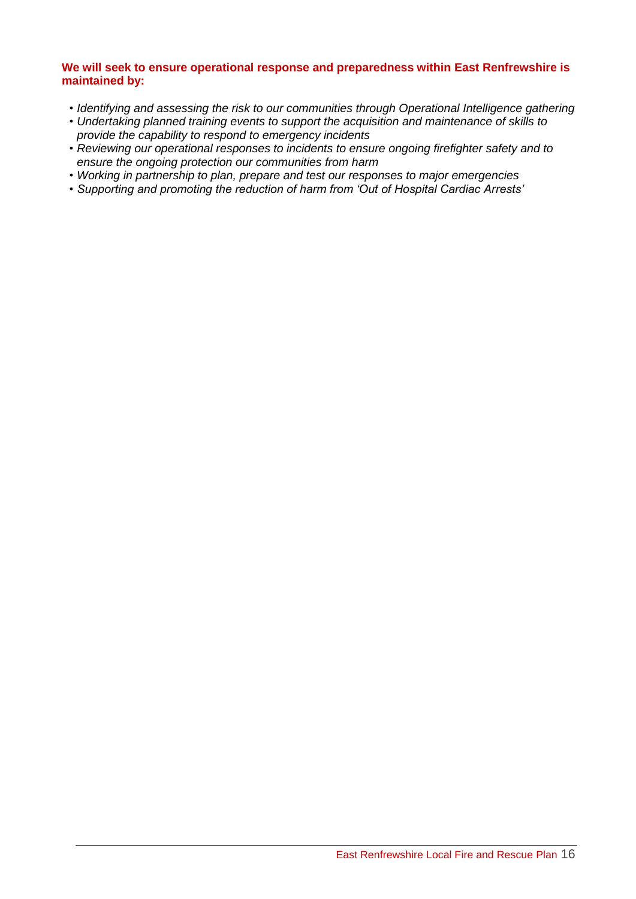**We will seek to ensure operational response and preparedness within East Renfrewshire is maintained by:**

- *Identifying and assessing the risk to our communities through Operational Intelligence gathering*
- *Undertaking planned training events to support the acquisition and maintenance of skills to provide the capability to respond to emergency incidents*
- *Reviewing our operational responses to incidents to ensure ongoing firefighter safety and to ensure the ongoing protection our communities from harm*
- *Working in partnership to plan, prepare and test our responses to major emergencies*
- *Supporting and promoting the reduction of harm from 'Out of Hospital Cardiac Arrests'*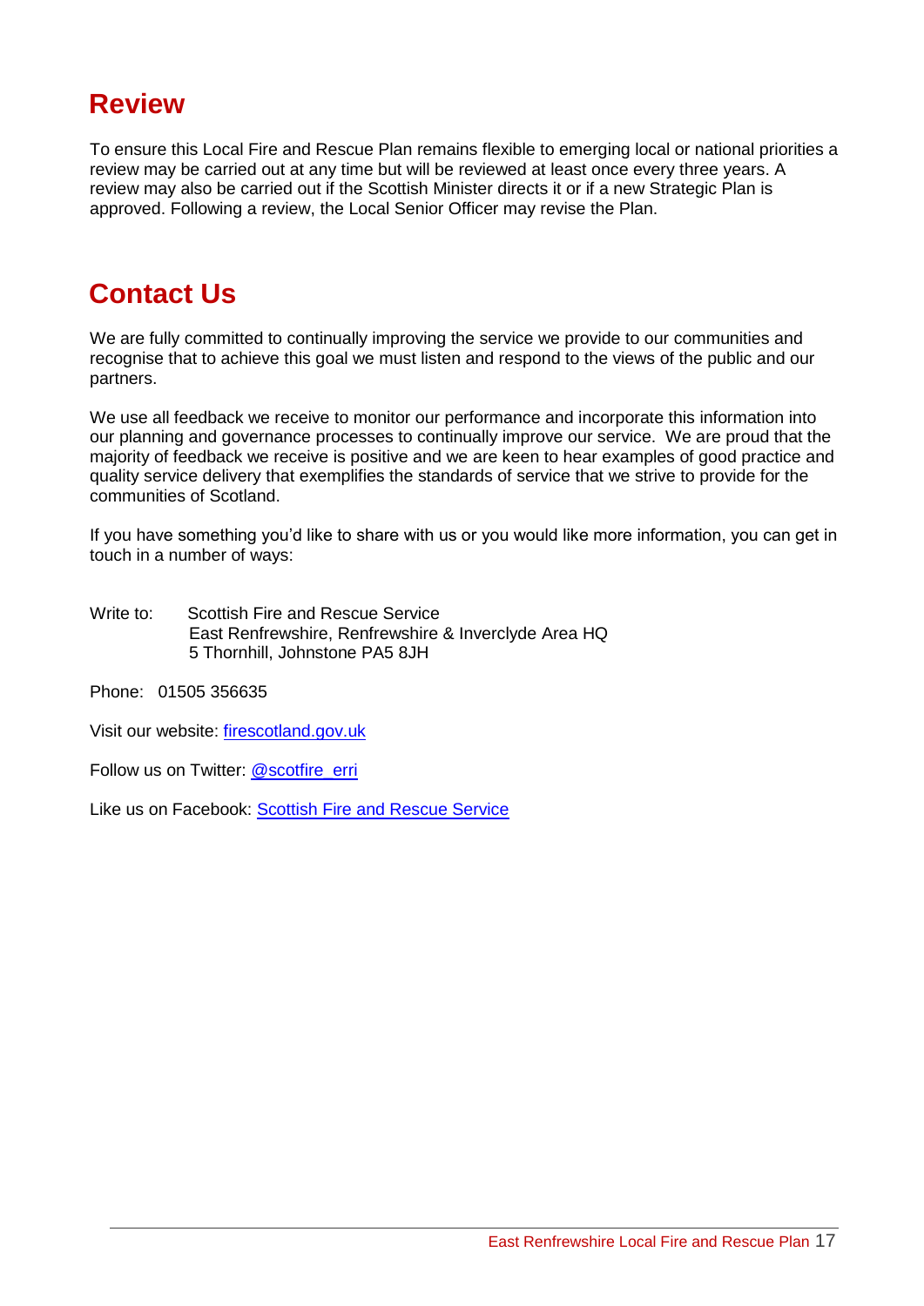## Review

To ensure this Local Fire and Rescue Plan remains flexible to emerging local or national priorities a review may be carried out at any time but will be reviewed at least once every three years. A review may also be carried out if the Scottish Minister directs it or if a new Strategic Plan is approved. Following a review, the Local Senior Officer may revise the Plan.

## Contact Us

We are fully committed to continually improving the service we provide to our communities and recognise that to achieve this goal we must listen and respond to the views of the public and our partners.

We use all feedback we receive to monitor our performance and incorporate this information into our planning and governance processes to continually improve our service. We are proud that the majority of feedback we receive is positive and we are keen to hear examples of good practice and quality service delivery that exemplifies the standards of service that we strive to provide for the communities of Scotland.

If you have something you'd like to share with us or you would like more information, you can get in touch in a number of ways:

Write to: Scottish Fire and Rescue Service
East Renfrewshire, Renfrewshire & Inverclyde Area HQ
5 Thornhill, Johnstone PA5 8JH

Phone: 01505 356635

Visit our website: firescotland.gov.uk

Follow us on Twitter: @scotfire_erri

Like us on Facebook: Scottish Fire and Rescue Service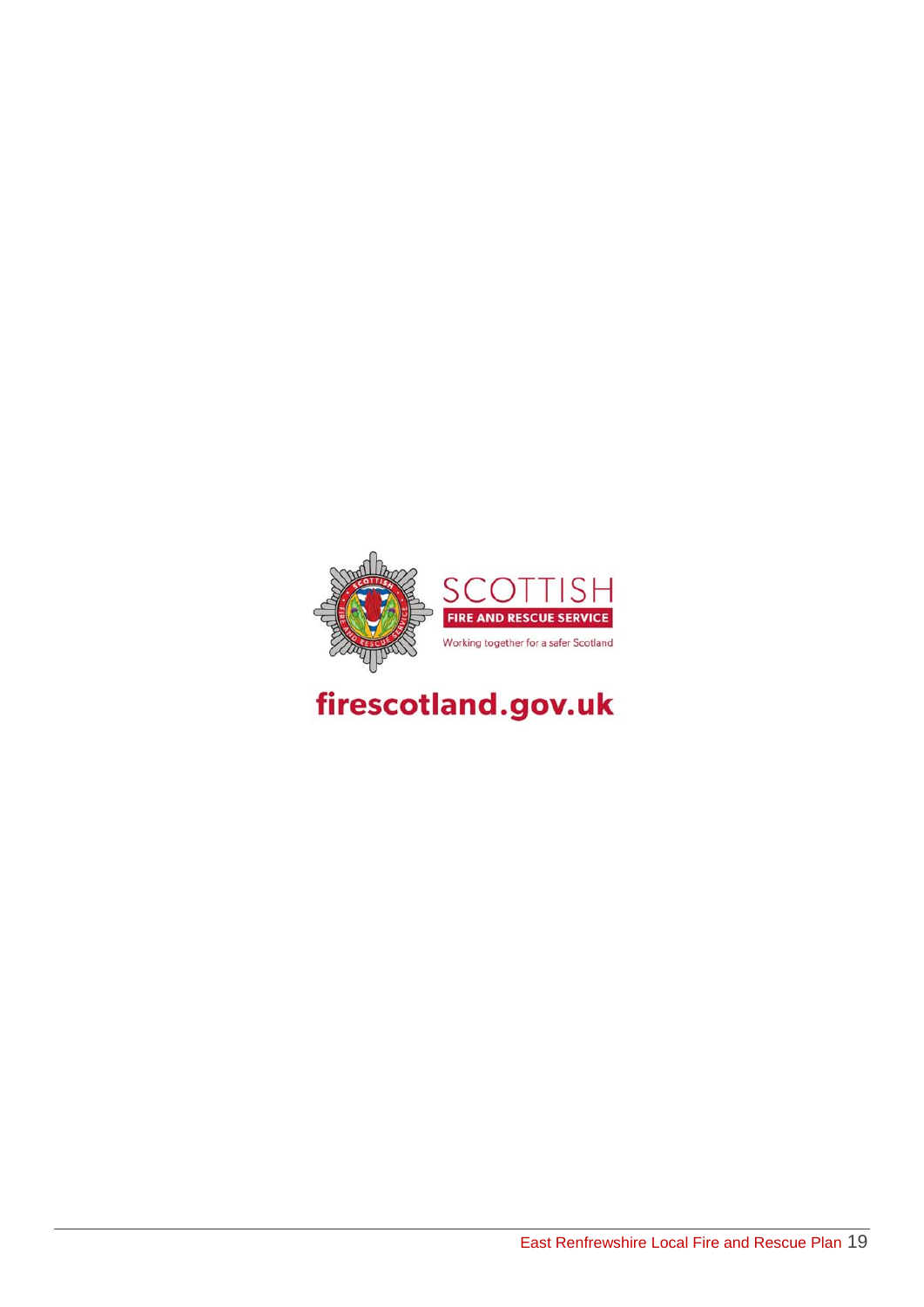SCOTTISH

FIRE AND RESCUE SERVICE

Working together for a safer Scotland

**firescotland.gov.uk**